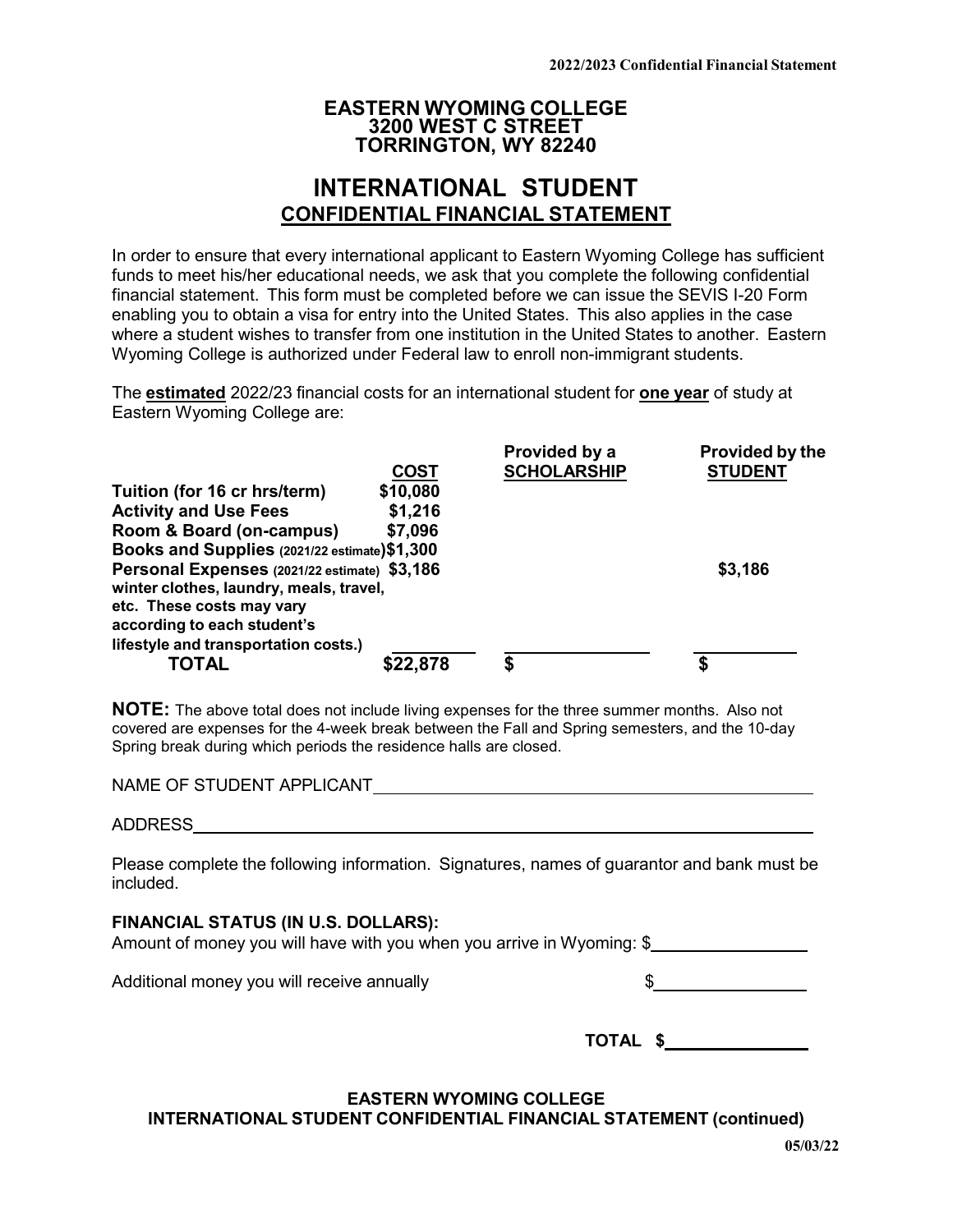**EASTERN WYOMING COLLEGE**
**3200 WEST C STREET**
**TORRINGTON, WY 82240**

# INTERNATIONAL STUDENT

## CONFIDENTIAL FINANCIAL STATEMENT

In order to ensure that every international applicant to Eastern Wyoming College has sufficient funds to meet his/her educational needs, we ask that you complete the following confidential financial statement. This form must be completed before we can issue the SEVIS I-20 Form enabling you to obtain a visa for entry into the United States. This also applies in the case where a student wishes to transfer from one institution in the United States to another. Eastern Wyoming College is authorized under Federal law to enroll non-immigrant students.

The **estimated** 2022/23 financial costs for an international student for **one year** of study at Eastern Wyoming College are:

| | COST | Provided by a SCHOLARSHIP | Provided by the STUDENT |
|---|---|---|---|
| **Tuition (for 16 cr hrs/term)** | $10,080 | | |
| **Activity and Use Fees** | $1,216 | | |
| **Room & Board (on-campus)** | $7,096 | | |
| **Books and Supplies** (2021/22 estimate) | $1,300 | | |
| **Personal Expenses** (2021/22 estimate) **winter clothes, laundry, meals, travel, etc. These costs may vary according to each student's lifestyle and transportation costs.)** | $3,186 | | $3,186 |
| **TOTAL** | **$22,878** | **$** | **$** |

**NOTE:** The above total does not include living expenses for the three summer months. Also not covered are expenses for the 4-week break between the Fall and Spring semesters, and the 10-day Spring break during which periods the residence halls are closed.

NAME OF STUDENT APPLICANT ____________________________________________

ADDRESS ____________________________________________

Please complete the following information. Signatures, names of guarantor and bank must be included.

**FINANCIAL STATUS (IN U.S. DOLLARS):**

Amount of money you will have with you when you arrive in Wyoming: $______________

Additional money you will receive annually $______________

**TOTAL $**______________

**EASTERN WYOMING COLLEGE**
**INTERNATIONAL STUDENT CONFIDENTIAL FINANCIAL STATEMENT (continued)**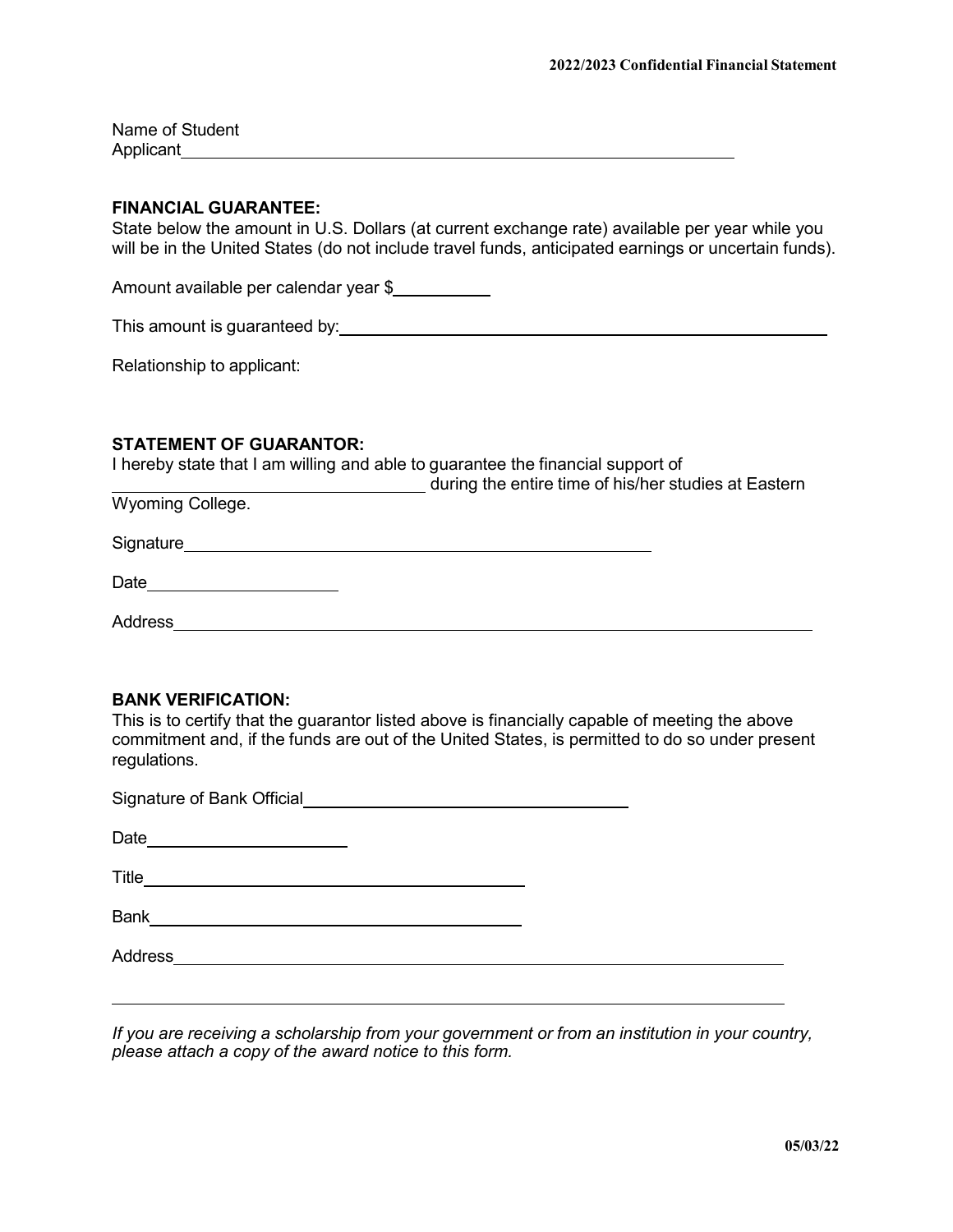**2022/2023 Confidential Financial Statement**

Name of Student Applicant\_\_\_\_\_\_\_\_\_\_\_\_\_\_\_\_\_\_\_\_\_\_\_\_\_\_\_\_\_\_\_\_\_\_\_\_\_\_\_\_\_\_\_\_\_\_\_\_\_\_

**FINANCIAL GUARANTEE:**

State below the amount in U.S. Dollars (at current exchange rate) available per year while you will be in the United States (do not include travel funds, anticipated earnings or uncertain funds).

Amount available per calendar year $\_\_\_\_\_\_\_\_\_\_

This amount is guaranteed by:\_\_\_\_\_\_\_\_\_\_\_\_\_\_\_\_\_\_\_\_\_\_\_\_\_\_\_\_\_\_\_\_\_\_\_\_\_\_\_\_\_\_\_\_\_\_\_\_

Relationship to applicant:

**STATEMENT OF GUARANTOR:**

I hereby state that I am willing and able to guarantee the financial support of \_\_\_\_\_\_\_\_\_\_\_\_\_\_\_\_\_\_\_\_\_\_\_\_\_\_\_\_\_\_\_\_ during the entire time of his/her studies at Eastern Wyoming College.

Signature\_\_\_\_\_\_\_\_\_\_\_\_\_\_\_\_\_\_\_\_\_\_\_\_\_\_\_\_\_\_\_\_\_\_\_\_\_\_\_\_\_\_\_\_\_\_\_\_

Date\_\_\_\_\_\_\_\_\_\_\_\_\_\_\_\_\_\_\_\_

Address\_\_\_\_\_\_\_\_\_\_\_\_\_\_\_\_\_\_\_\_\_\_\_\_\_\_\_\_\_\_\_\_\_\_\_\_\_\_\_\_\_\_\_\_\_\_\_\_\_\_\_\_\_\_\_\_\_\_\_\_\_\_\_\_

**BANK VERIFICATION:**

This is to certify that the guarantor listed above is financially capable of meeting the above commitment and, if the funds are out of the United States, is permitted to do so under present regulations.

Signature of Bank Official\_\_\_\_\_\_\_\_\_\_\_\_\_\_\_\_\_\_\_\_\_\_\_\_\_\_\_\_\_\_\_\_\_\_\_\_

Date\_\_\_\_\_\_\_\_\_\_\_\_\_\_\_\_\_\_\_\_\_\_

Title\_\_\_\_\_\_\_\_\_\_\_\_\_\_\_\_\_\_\_\_\_\_\_\_\_\_\_\_\_\_\_\_\_\_\_\_\_\_\_\_\_\_

Bank\_\_\_\_\_\_\_\_\_\_\_\_\_\_\_\_\_\_\_\_\_\_\_\_\_\_\_\_\_\_\_\_\_\_\_\_\_\_\_\_\_\_

Address\_\_\_\_\_\_\_\_\_\_\_\_\_\_\_\_\_\_\_\_\_\_\_\_\_\_\_\_\_\_\_\_\_\_\_\_\_\_\_\_\_\_\_\_\_\_\_\_\_\_\_\_\_\_\_\_\_\_\_\_\_\_\_\_

\_\_\_\_\_\_\_\_\_\_\_\_\_\_\_\_\_\_\_\_\_\_\_\_\_\_\_\_\_\_\_\_\_\_\_\_\_\_\_\_\_\_\_\_\_\_\_\_\_\_\_\_\_\_\_\_\_\_\_\_\_\_\_\_\_\_\_\_\_\_\_\_

*If you are receiving a scholarship from your government or from an institution in your country, please attach a copy of the award notice to this form.*

**05/03/22**